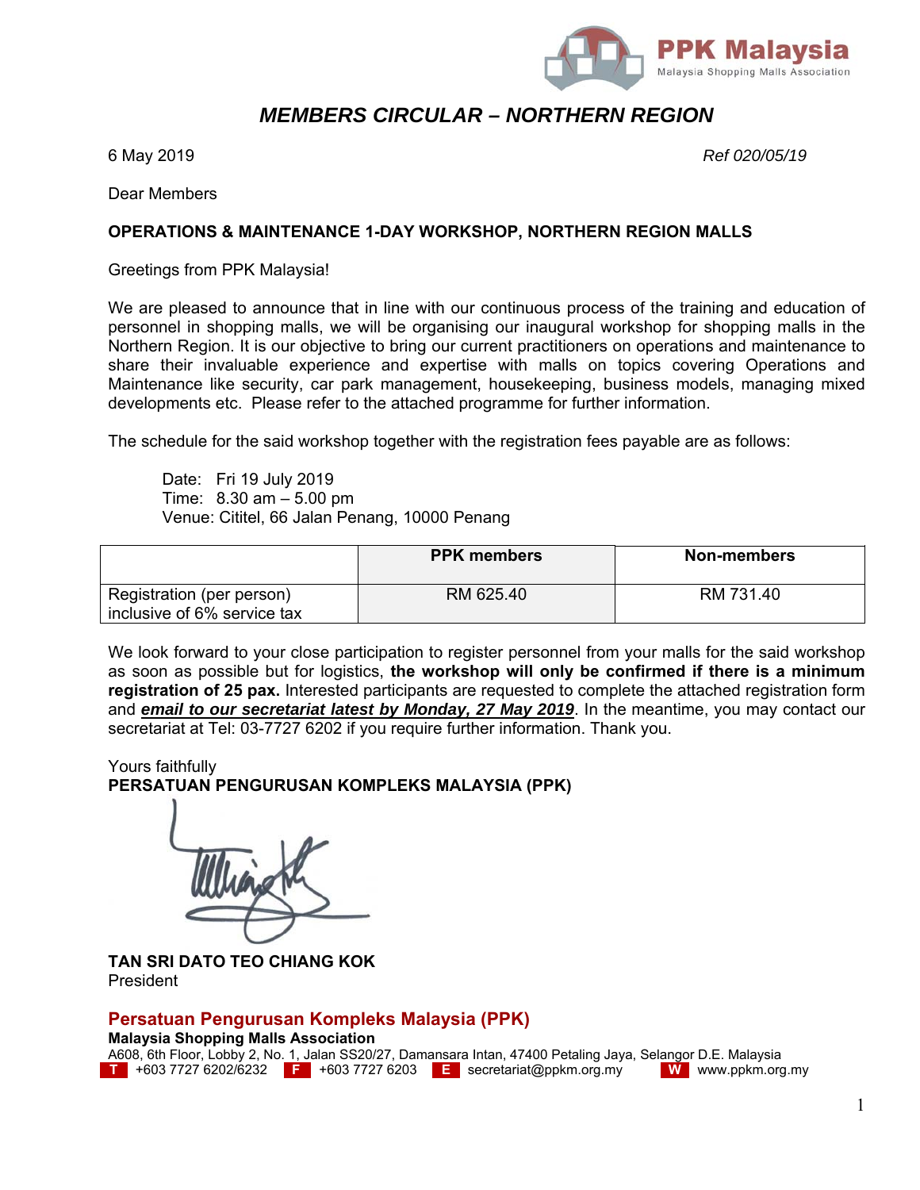PPK Malaysia
Malaysia Shopping Malls Association

# *MEMBERS CIRCULAR – NORTHERN REGION*

6 May 2019 *Ref 020/05/19*

Dear Members

**OPERATIONS & MAINTENANCE 1-DAY WORKSHOP, NORTHERN REGION MALLS**

Greetings from PPK Malaysia!

We are pleased to announce that in line with our continuous process of the training and education of personnel in shopping malls, we will be organising our inaugural workshop for shopping malls in the Northern Region. It is our objective to bring our current practitioners on operations and maintenance to share their invaluable experience and expertise with malls on topics covering Operations and Maintenance like security, car park management, housekeeping, business models, managing mixed developments etc. Please refer to the attached programme for further information.

The schedule for the said workshop together with the registration fees payable are as follows:

Date: Fri 19 July 2019
Time: 8.30 am – 5.00 pm
Venue: Cititel, 66 Jalan Penang, 10000 Penang

| | PPK members | Non-members |
|---|---|---|
| Registration (per person) inclusive of 6% service tax | RM 625.40 | RM 731.40 |

We look forward to your close participation to register personnel from your malls for the said workshop as soon as possible but for logistics, **the workshop will only be confirmed if there is a minimum registration of 25 pax.** Interested participants are requested to complete the attached registration form and ***email to our secretariat latest by Monday, 27 May 2019***. In the meantime, you may contact our secretariat at Tel: 03-7727 6202 if you require further information. Thank you.

Yours faithfully
**PERSATUAN PENGURUSAN KOMPLEKS MALAYSIA (PPK)**

**TAN SRI DATO TEO CHIANG KOK**
President

**Persatuan Pengurusan Kompleks Malaysia (PPK)**
**Malaysia Shopping Malls Association**
A608, 6th Floor, Lobby 2, No. 1, Jalan SS20/27, Damansara Intan, 47400 Petaling Jaya, Selangor D.E. Malaysia
T +603 7727 6202/6232 F +603 7727 6203 E secretariat@ppkm.org.my W www.ppkm.org.my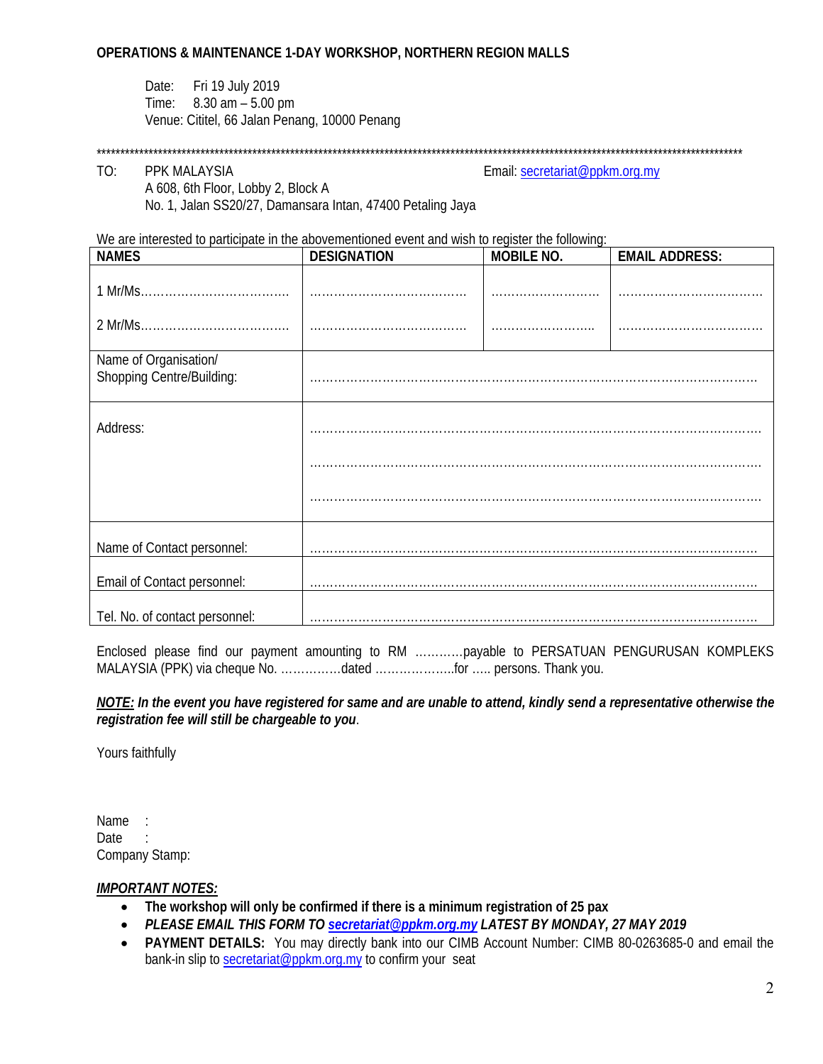**OPERATIONS & MAINTENANCE 1-DAY WORKSHOP, NORTHERN REGION MALLS**

Date: Fri 19 July 2019
Time: 8.30 am – 5.00 pm
Venue: Cititel, 66 Jalan Penang, 10000 Penang

*****************************************************************************************************************************************

TO: PPK MALAYSIA
A 608, 6th Floor, Lobby 2, Block A
No. 1, Jalan SS20/27, Damansara Intan, 47400 Petaling Jaya

Email: secretariat@ppkm.org.my

We are interested to participate in the abovementioned event and wish to register the following:

| NAMES | DESIGNATION | MOBILE NO. | EMAIL ADDRESS: |
|---|---|---|---|
| 1 Mr/Ms……………………………… | ………………………………… | ……………………… | ……………………………… |
| 2 Mr/Ms……………………………… | ………………………………… | …………………….. | ……………………………… |
| Name of Organisation/ Shopping Centre/Building: | ……………………………………………………………………………………………… | | |
| Address: | ……………………………………………………………………………………………… ……………………………………………………………………………………………… ……………………………………………………………………………………………… | | |
| Name of Contact personnel: | ……………………………………………………………………………………………… | | |
| Email of Contact personnel: | ……………………………………………………………………………………………… | | |
| Tel. No. of contact personnel: | ……………………………………………………………………………………………… | | |

Enclosed please find our payment amounting to RM …………payable to PERSATUAN PENGURUSAN KOMPLEKS MALAYSIA (PPK) via cheque No. ……………dated ………………..for ….. persons. Thank you.

***NOTE:*** ***In the event you have registered for same and are unable to attend, kindly send a representative otherwise the registration fee will still be chargeable to you***.

Yours faithfully

Name :
Date :
Company Stamp:

***IMPORTANT NOTES:***

- **The workshop will only be confirmed if there is a minimum registration of 25 pax**
- ***PLEASE EMAIL THIS FORM TO secretariat@ppkm.org.my LATEST BY MONDAY, 27 MAY 2019***
- **PAYMENT DETAILS:** You may directly bank into our CIMB Account Number: CIMB 80-0263685-0 and email the bank-in slip to secretariat@ppkm.org.my to confirm your seat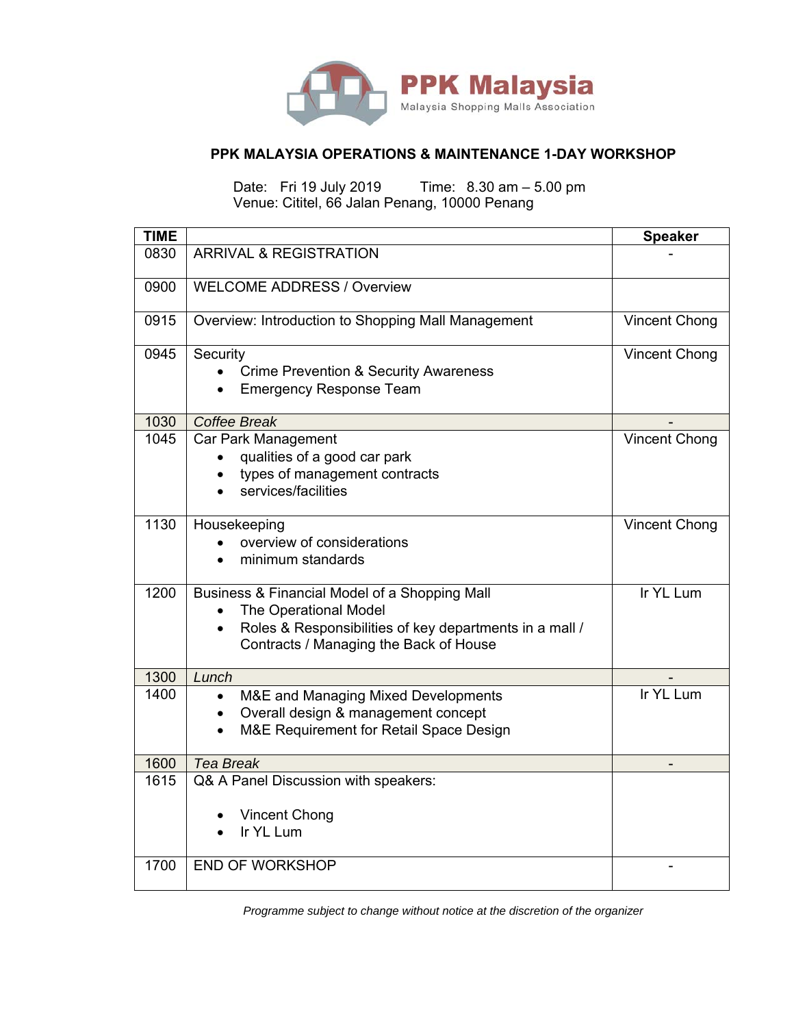**PPK Malaysia**
Malaysia Shopping Malls Association

## PPK MALAYSIA OPERATIONS & MAINTENANCE 1-DAY WORKSHOP

Date: Fri 19 July 2019 Time: 8.30 am – 5.00 pm
Venue: Cititel, 66 Jalan Penang, 10000 Penang

| TIME | | Speaker |
|---|---|---|
| 0830 | ARRIVAL & REGISTRATION | - |
| 0900 | WELCOME ADDRESS / Overview | |
| 0915 | Overview: Introduction to Shopping Mall Management | Vincent Chong |
| 0945 | Security<br>• Crime Prevention & Security Awareness<br>• Emergency Response Team | Vincent Chong |
| 1030 | *Coffee Break* | - |
| 1045 | Car Park Management<br>• qualities of a good car park<br>• types of management contracts<br>• services/facilities | Vincent Chong |
| 1130 | Housekeeping<br>• overview of considerations<br>• minimum standards | Vincent Chong |
| 1200 | Business & Financial Model of a Shopping Mall<br>• The Operational Model<br>• Roles & Responsibilities of key departments in a mall / Contracts / Managing the Back of House | Ir YL Lum |
| 1300 | *Lunch* | - |
| 1400 | • M&E and Managing Mixed Developments<br>• Overall design & management concept<br>• M&E Requirement for Retail Space Design | Ir YL Lum |
| 1600 | *Tea Break* | - |
| 1615 | Q& A Panel Discussion with speakers:<br>• Vincent Chong<br>• Ir YL Lum | |
| 1700 | END OF WORKSHOP | - |

*Programme subject to change without notice at the discretion of the organizer*